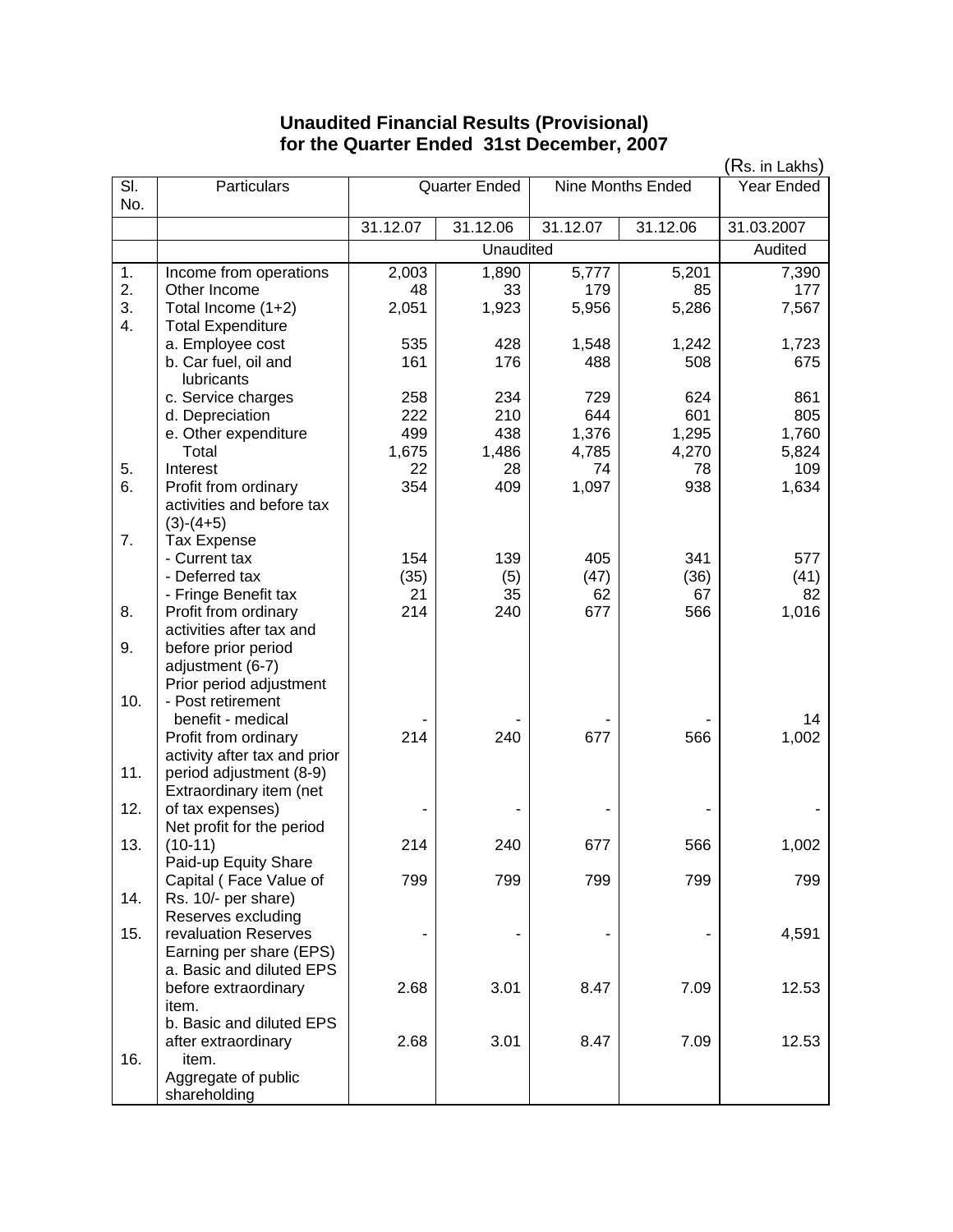# Unaudited Financial Results (Provisional)
# for the Quarter Ended 31st December, 2007

(Rs. in Lakhs)

| Sl. No. | Particulars | Quarter Ended | | Nine Months Ended | | Year Ended |
|---|---|---|---|---|---|---|
| | | 31.12.07 | 31.12.06 | 31.12.07 | 31.12.06 | 31.03.2007 |
| | | Unaudited | | | | Audited |
| 1. | Income from operations | 2,003 | 1,890 | 5,777 | 5,201 | 7,390 |
| 2. | Other Income | 48 | 33 | 179 | 85 | 177 |
| 3. | Total Income (1+2) | 2,051 | 1,923 | 5,956 | 5,286 | 7,567 |
| 4. | Total Expenditure | | | | | |
| | a. Employee cost | 535 | 428 | 1,548 | 1,242 | 1,723 |
| | b. Car fuel, oil and lubricants | 161 | 176 | 488 | 508 | 675 |
| | c. Service charges | 258 | 234 | 729 | 624 | 861 |
| | d. Depreciation | 222 | 210 | 644 | 601 | 805 |
| | e. Other expenditure | 499 | 438 | 1,376 | 1,295 | 1,760 |
| | Total | 1,675 | 1,486 | 4,785 | 4,270 | 5,824 |
| 5. | Interest | 22 | 28 | 74 | 78 | 109 |
| 6. | Profit from ordinary activities and before tax (3)-(4+5) | 354 | 409 | 1,097 | 938 | 1,634 |
| 7. | Tax Expense | | | | | |
| | - Current tax | 154 | 139 | 405 | 341 | 577 |
| | - Deferred tax | (35) | (5) | (47) | (36) | (41) |
| | - Fringe Benefit tax | 21 | 35 | 62 | 67 | 82 |
| 8. | Profit from ordinary activities after tax and before prior period adjustment (6-7) | 214 | 240 | 677 | 566 | 1,016 |
| 9. | Prior period adjustment - Post retirement benefit - medical | - | - | - | - | 14 |
| 10. | Profit from ordinary activity after tax and prior period adjustment (8-9) | 214 | 240 | 677 | 566 | 1,002 |
| 11. | Extraordinary item (net of tax expenses) | - | - | - | - | - |
| 12. | Net profit for the period (10-11) | 214 | 240 | 677 | 566 | 1,002 |
| 13. | Paid-up Equity Share Capital ( Face Value of Rs. 10/- per share) | 799 | 799 | 799 | 799 | 799 |
| 14. | Reserves excluding revaluation Reserves | - | - | - | - | 4,591 |
| 15. | Earning per share (EPS) | | | | | |
| | a. Basic and diluted EPS before extraordinary item. | 2.68 | 3.01 | 8.47 | 7.09 | 12.53 |
| | b. Basic and diluted EPS after extraordinary item. | 2.68 | 3.01 | 8.47 | 7.09 | 12.53 |
| 16. | Aggregate of public shareholding | | | | | |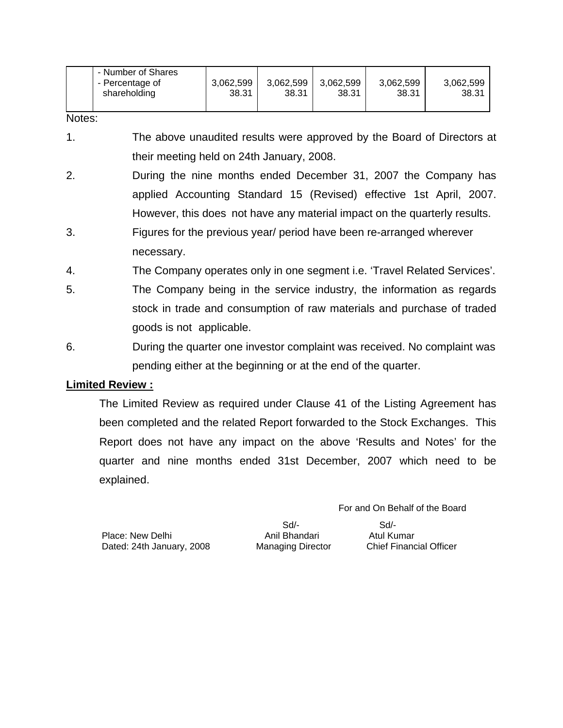| | | | | | | |
|---|---|---|---|---|---|---|
| | - Number of Shares<br>- Percentage of shareholding | 3,062,599<br>38.31 | 3,062,599<br>38.31 | 3,062,599<br>38.31 | 3,062,599<br>38.31 | 3,062,599<br>38.31 |

Notes:

1. The above unaudited results were approved by the Board of Directors at their meeting held on 24th January, 2008.
2. During the nine months ended December 31, 2007 the Company has applied Accounting Standard 15 (Revised) effective 1st April, 2007. However, this does not have any material impact on the quarterly results.
3. Figures for the previous year/ period have been re-arranged wherever necessary.
4. The Company operates only in one segment i.e. 'Travel Related Services'.
5. The Company being in the service industry, the information as regards stock in trade and consumption of raw materials and purchase of traded goods is not applicable.
6. During the quarter one investor complaint was received. No complaint was pending either at the beginning or at the end of the quarter.

**Limited Review :**

The Limited Review as required under Clause 41 of the Listing Agreement has been completed and the related Report forwarded to the Stock Exchanges. This Report does not have any impact on the above 'Results and Notes' for the quarter and nine months ended 31st December, 2007 which need to be explained.

For and On Behalf of the Board

Place: New Delhi
Dated: 24th January, 2008

Sd/-
Anil Bhandari
Managing Director

Sd/-
Atul Kumar
Chief Financial Officer